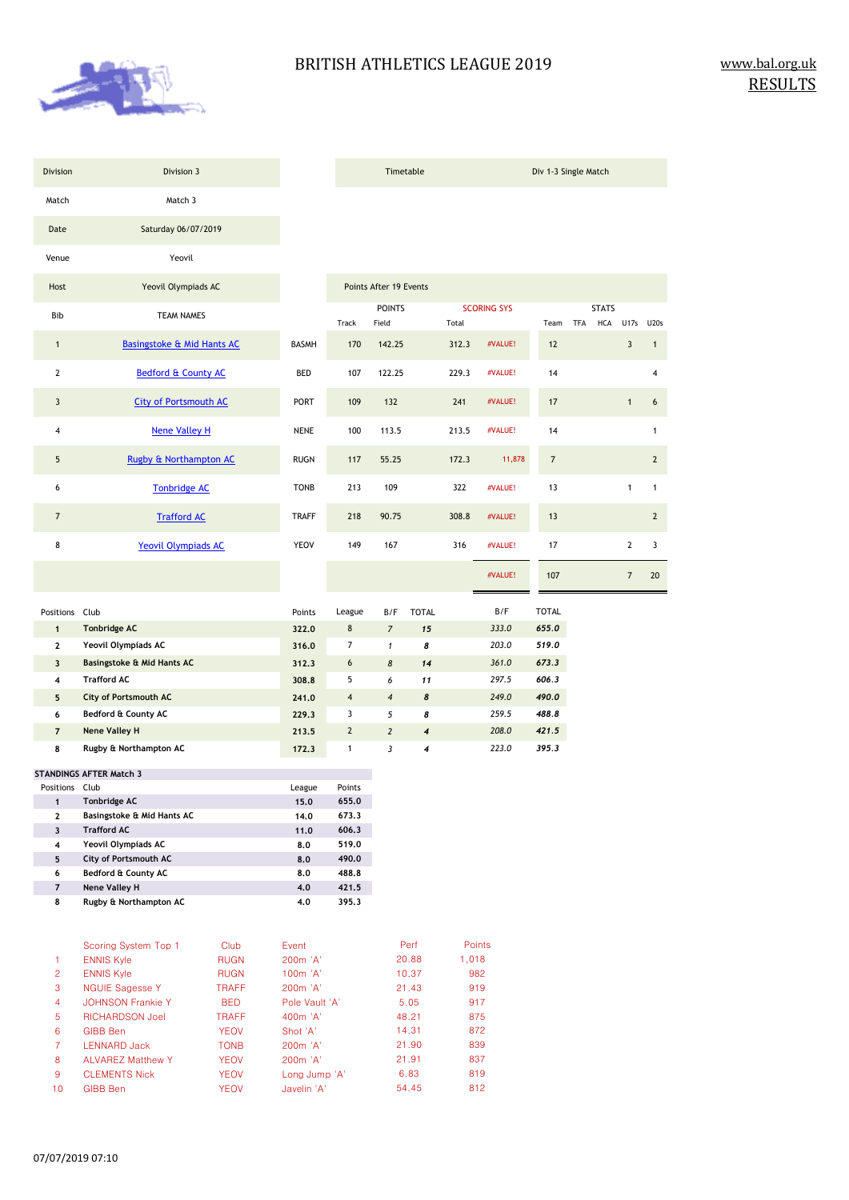# BRITISH ATHLETICS LEAGUE 2019

www.bal.org.uk
RESULTS

| Division | Division 3 |
|---|---|
| Match | Match 3 |
| Date | Saturday 06/07/2019 |
| Venue | Yeovil |
| Host | Yeovil Olympiads AC |

| Timetable | Div 1-3 Single Match |
|---|---|

Points After 19 Events

| Bib | TEAM NAMES | | POINTS Track | Field | Total | SCORING SYS | STATS Team | TFA | HCA | U17s | U20s |
|---|---|---|---|---|---|---|---|---|---|---|---|
| 1 | Basingstoke & Mid Hants AC | BASMH | 170 | 142.25 | 312.3 | #VALUE! | 12 | | | 3 | 1 |
| 2 | Bedford & County AC | BED | 107 | 122.25 | 229.3 | #VALUE! | 14 | | | | 4 |
| 3 | City of Portsmouth AC | PORT | 109 | 132 | 241 | #VALUE! | 17 | | | 1 | 6 |
| 4 | Nene Valley H | NENE | 100 | 113.5 | 213.5 | #VALUE! | 14 | | | | 1 |
| 5 | Rugby & Northampton AC | RUGN | 117 | 55.25 | 172.3 | 11,878 | 7 | | | | 2 |
| 6 | Tonbridge AC | TONB | 213 | 109 | 322 | #VALUE! | 13 | | | 1 | 1 |
| 7 | Trafford AC | TRAFF | 218 | 90.75 | 308.8 | #VALUE! | 13 | | | | 2 |
| 8 | Yeovil Olympiads AC | YEOV | 149 | 167 | 316 | #VALUE! | 17 | | | 2 | 3 |
| | | | | | | #VALUE! | 107 | | | 7 | 20 |

| Positions | Club | Points | League | B/F | TOTAL | B/F | TOTAL |
|---|---|---|---|---|---|---|---|
| 1 | Tonbridge AC | 322.0 | 8 | 7 | 15 | 333.0 | 655.0 |
| 2 | Yeovil Olympiads AC | 316.0 | 7 | 1 | 8 | 203.0 | 519.0 |
| 3 | Basingstoke & Mid Hants AC | 312.3 | 6 | 8 | 14 | 361.0 | 673.3 |
| 4 | Trafford AC | 308.8 | 5 | 6 | 11 | 297.5 | 606.3 |
| 5 | City of Portsmouth AC | 241.0 | 4 | 4 | 8 | 249.0 | 490.0 |
| 6 | Bedford & County AC | 229.3 | 3 | 5 | 8 | 259.5 | 488.8 |
| 7 | Nene Valley H | 213.5 | 2 | 2 | 4 | 208.0 | 421.5 |
| 8 | Rugby & Northampton AC | 172.3 | 1 | 3 | 4 | 223.0 | 395.3 |

**STANDINGS AFTER Match 3**

| Positions | Club | League | Points |
|---|---|---|---|
| 1 | Tonbridge AC | 15.0 | 655.0 |
| 2 | Basingstoke & Mid Hants AC | 14.0 | 673.3 |
| 3 | Trafford AC | 11.0 | 606.3 |
| 4 | Yeovil Olympiads AC | 8.0 | 519.0 |
| 5 | City of Portsmouth AC | 8.0 | 490.0 |
| 6 | Bedford & County AC | 8.0 | 488.8 |
| 7 | Nene Valley H | 4.0 | 421.5 |
| 8 | Rugby & Northampton AC | 4.0 | 395.3 |

| | Scoring System Top 1 | Club | Event | Perf | Points |
|---|---|---|---|---|---|
| 1 | ENNIS Kyle | RUGN | 200m 'A' | 20.88 | 1,018 |
| 2 | ENNIS Kyle | RUGN | 100m 'A' | 10.37 | 982 |
| 3 | NGUIE Sagesse Y | TRAFF | 200m 'A' | 21.43 | 919 |
| 4 | JOHNSON Frankie Y | BED | Pole Vault 'A' | 5.05 | 917 |
| 5 | RICHARDSON Joel | TRAFF | 400m 'A' | 48.21 | 875 |
| 6 | GIBB Ben | YEOV | Shot 'A' | 14.31 | 872 |
| 7 | LENNARD Jack | TONB | 200m 'A' | 21.90 | 839 |
| 8 | ALVAREZ Matthew Y | YEOV | 200m 'A' | 21.91 | 837 |
| 9 | CLEMENTS Nick | YEOV | Long Jump 'A' | 6.83 | 819 |
| 10 | GIBB Ben | YEOV | Javelin 'A' | 54.45 | 812 |

07/07/2019 07:10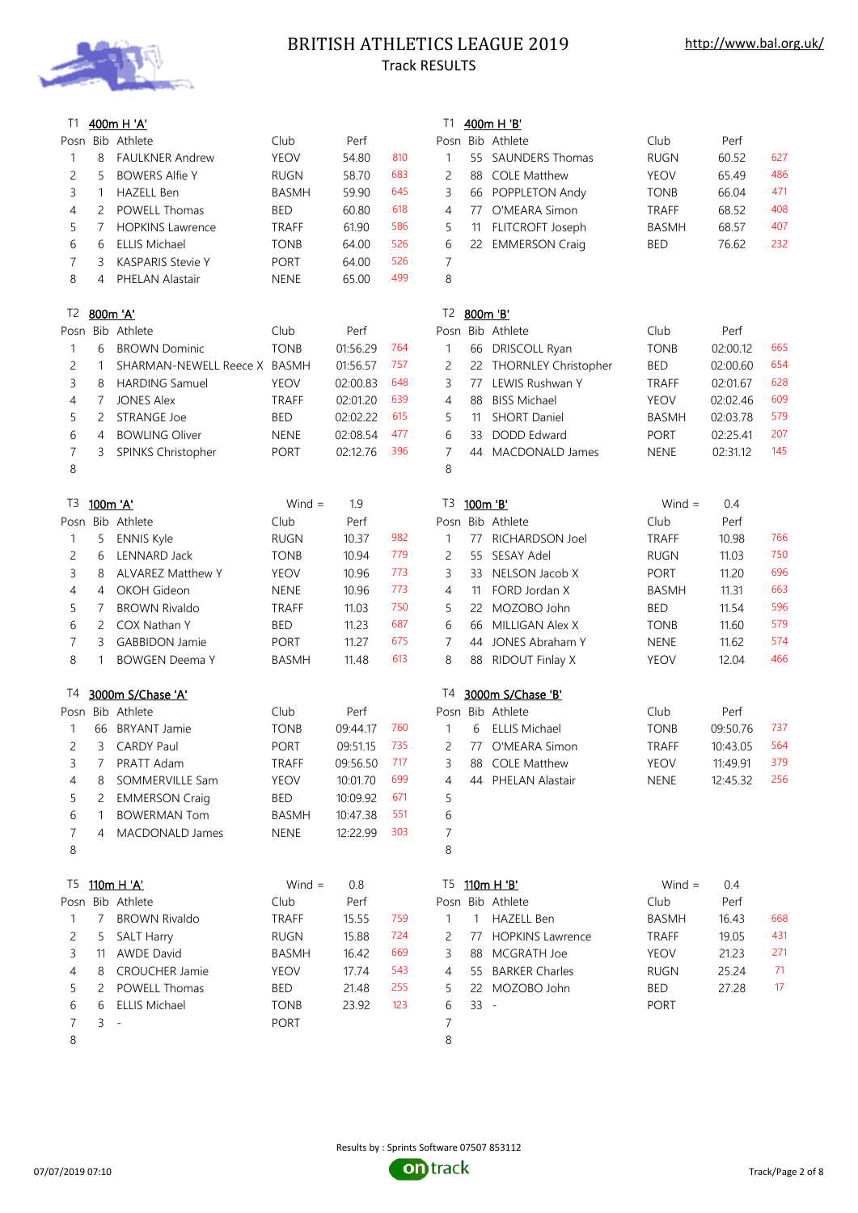# BRITISH ATHLETICS LEAGUE 2019

## Track RESULTS

http://www.bal.org.uk/

### T1 400m H 'A'

| Posn | Bib | Athlete | Club | Perf | |
|---|---|---|---|---|---|
| 1 | 8 | FAULKNER Andrew | YEOV | 54.80 | 810 |
| 2 | 5 | BOWERS Alfie Y | RUGN | 58.70 | 683 |
| 3 | 1 | HAZELL Ben | BASMH | 59.90 | 645 |
| 4 | 2 | POWELL Thomas | BED | 60.80 | 618 |
| 5 | 7 | HOPKINS Lawrence | TRAFF | 61.90 | 586 |
| 6 | 6 | ELLIS Michael | TONB | 64.00 | 526 |
| 7 | 3 | KASPARIS Stevie Y | PORT | 64.00 | 526 |
| 8 | 4 | PHELAN Alastair | NENE | 65.00 | 499 |

### T1 400m H 'B'

| Posn | Bib | Athlete | Club | Perf | |
|---|---|---|---|---|---|
| 1 | 55 | SAUNDERS Thomas | RUGN | 60.52 | 627 |
| 2 | 88 | COLE Matthew | YEOV | 65.49 | 486 |
| 3 | 66 | POPPLETON Andy | TONB | 66.04 | 471 |
| 4 | 77 | O'MEARA Simon | TRAFF | 68.52 | 408 |
| 5 | 11 | FLITCROFT Joseph | BASMH | 68.57 | 407 |
| 6 | 22 | EMMERSON Craig | BED | 76.62 | 232 |
| 7 | | | | | |
| 8 | | | | | |

### T2 800m 'A'

| Posn | Bib | Athlete | Club | Perf | |
|---|---|---|---|---|---|
| 1 | 6 | BROWN Dominic | TONB | 01:56.29 | 764 |
| 2 | 1 | SHARMAN-NEWELL Reece X | BASMH | 01:56.57 | 757 |
| 3 | 8 | HARDING Samuel | YEOV | 02:00.83 | 648 |
| 4 | 7 | JONES Alex | TRAFF | 02:01.20 | 639 |
| 5 | 2 | STRANGE Joe | BED | 02:02.22 | 615 |
| 6 | 4 | BOWLING Oliver | NENE | 02:08.54 | 477 |
| 7 | 3 | SPINKS Christopher | PORT | 02:12.76 | 396 |
| 8 | | | | | |

### T2 800m 'B'

| Posn | Bib | Athlete | Club | Perf | |
|---|---|---|---|---|---|
| 1 | 66 | DRISCOLL Ryan | TONB | 02:00.12 | 665 |
| 2 | 22 | THORNLEY Christopher | BED | 02:00.60 | 654 |
| 3 | 77 | LEWIS Rushwan Y | TRAFF | 02:01.67 | 628 |
| 4 | 88 | BISS Michael | YEOV | 02:02.46 | 609 |
| 5 | 11 | SHORT Daniel | BASMH | 02:03.78 | 579 |
| 6 | 33 | DODD Edward | PORT | 02:25.41 | 207 |
| 7 | 44 | MACDONALD James | NENE | 02:31.12 | 145 |
| 8 | | | | | |

### T3 100m 'A' — Wind = 1.9

| Posn | Bib | Athlete | Club | Perf | |
|---|---|---|---|---|---|
| 1 | 5 | ENNIS Kyle | RUGN | 10.37 | 982 |
| 2 | 6 | LENNARD Jack | TONB | 10.94 | 779 |
| 3 | 8 | ALVAREZ Matthew Y | YEOV | 10.96 | 773 |
| 4 | 4 | OKOH Gideon | NENE | 10.96 | 773 |
| 5 | 7 | BROWN Rivaldo | TRAFF | 11.03 | 750 |
| 6 | 2 | COX Nathan Y | BED | 11.23 | 687 |
| 7 | 3 | GABBIDON Jamie | PORT | 11.27 | 675 |
| 8 | 1 | BOWGEN Deema Y | BASMH | 11.48 | 613 |

### T3 100m 'B' — Wind = 0.4

| Posn | Bib | Athlete | Club | Perf | |
|---|---|---|---|---|---|
| 1 | 77 | RICHARDSON Joel | TRAFF | 10.98 | 766 |
| 2 | 55 | SESAY Adel | RUGN | 11.03 | 750 |
| 3 | 33 | NELSON Jacob X | PORT | 11.20 | 696 |
| 4 | 11 | FORD Jordan X | BASMH | 11.31 | 663 |
| 5 | 22 | MOZOBO John | BED | 11.54 | 596 |
| 6 | 66 | MILLIGAN Alex X | TONB | 11.60 | 579 |
| 7 | 44 | JONES Abraham Y | NENE | 11.62 | 574 |
| 8 | 88 | RIDOUT Finlay X | YEOV | 12.04 | 466 |

### T4 3000m S/Chase 'A'

| Posn | Bib | Athlete | Club | Perf | |
|---|---|---|---|---|---|
| 1 | 66 | BRYANT Jamie | TONB | 09:44.17 | 760 |
| 2 | 3 | CARDY Paul | PORT | 09:51.15 | 735 |
| 3 | 7 | PRATT Adam | TRAFF | 09:56.50 | 717 |
| 4 | 8 | SOMMERVILLE Sam | YEOV | 10:01.70 | 699 |
| 5 | 2 | EMMERSON Craig | BED | 10:09.92 | 671 |
| 6 | 1 | BOWERMAN Tom | BASMH | 10:47.38 | 551 |
| 7 | 4 | MACDONALD James | NENE | 12:22.99 | 303 |
| 8 | | | | | |

### T4 3000m S/Chase 'B'

| Posn | Bib | Athlete | Club | Perf | |
|---|---|---|---|---|---|
| 1 | 6 | ELLIS Michael | TONB | 09:50.76 | 737 |
| 2 | 77 | O'MEARA Simon | TRAFF | 10:43.05 | 564 |
| 3 | 88 | COLE Matthew | YEOV | 11:49.91 | 379 |
| 4 | 44 | PHELAN Alastair | NENE | 12:45.32 | 256 |
| 5 | | | | | |
| 6 | | | | | |
| 7 | | | | | |
| 8 | | | | | |

### T5 110m H 'A' — Wind = 0.8

| Posn | Bib | Athlete | Club | Perf | |
|---|---|---|---|---|---|
| 1 | 7 | BROWN Rivaldo | TRAFF | 15.55 | 759 |
| 2 | 5 | SALT Harry | RUGN | 15.88 | 724 |
| 3 | 11 | AWDE David | BASMH | 16.42 | 669 |
| 4 | 8 | CROUCHER Jamie | YEOV | 17.74 | 543 |
| 5 | 2 | POWELL Thomas | BED | 21.48 | 255 |
| 6 | 6 | ELLIS Michael | TONB | 23.92 | 123 |
| 7 | 3 | - | PORT | | |
| 8 | | | | | |

### T5 110m H 'B' — Wind = 0.4

| Posn | Bib | Athlete | Club | Perf | |
|---|---|---|---|---|---|
| 1 | 1 | HAZELL Ben | BASMH | 16.43 | 668 |
| 2 | 77 | HOPKINS Lawrence | TRAFF | 19.05 | 431 |
| 3 | 88 | MCGRATH Joe | YEOV | 21.23 | 271 |
| 4 | 55 | BARKER Charles | RUGN | 25.24 | 71 |
| 5 | 22 | MOZOBO John | BED | 27.28 | 17 |
| 6 | 33 | - | PORT | | |
| 7 | | | | | |
| 8 | | | | | |

Results by : Sprints Software 07507 853112

07/07/2019 07:10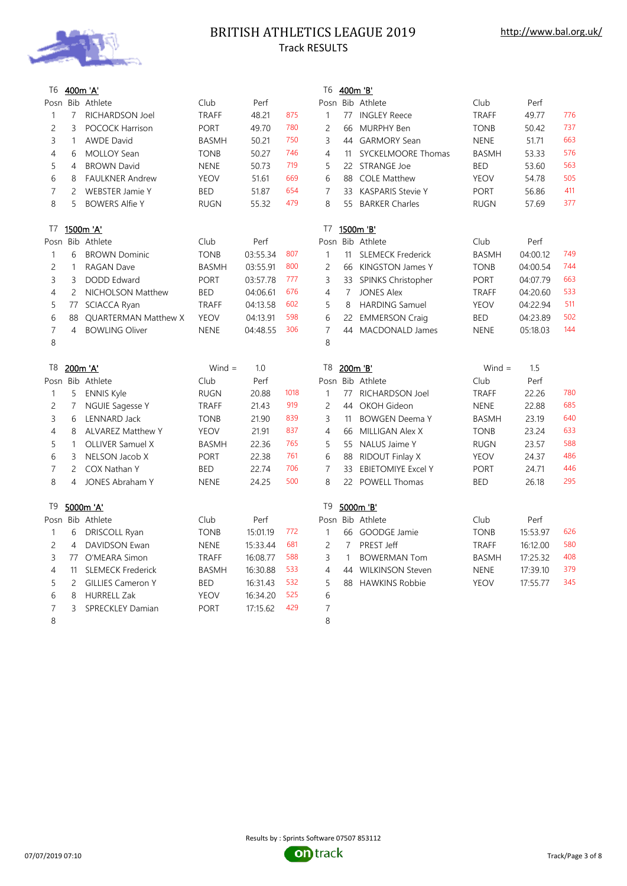# BRITISH ATHLETICS LEAGUE 2019

## Track RESULTS

http://www.bal.org.uk/

### T6 400m 'A'

| Posn | Bib | Athlete | Club | Perf | |
|---|---|---|---|---|---|
| 1 | 7 | RICHARDSON Joel | TRAFF | 48.21 | 875 |
| 2 | 3 | POCOCK Harrison | PORT | 49.70 | 780 |
| 3 | 1 | AWDE David | BASMH | 50.21 | 750 |
| 4 | 6 | MOLLOY Sean | TONB | 50.27 | 746 |
| 5 | 4 | BROWN David | NENE | 50.73 | 719 |
| 6 | 8 | FAULKNER Andrew | YEOV | 51.61 | 669 |
| 7 | 2 | WEBSTER Jamie Y | BED | 51.87 | 654 |
| 8 | 5 | BOWERS Alfie Y | RUGN | 55.32 | 479 |

### T6 400m 'B'

| Posn | Bib | Athlete | Club | Perf | |
|---|---|---|---|---|---|
| 1 | 77 | INGLEY Reece | TRAFF | 49.77 | 776 |
| 2 | 66 | MURPHY Ben | TONB | 50.42 | 737 |
| 3 | 44 | GARMORY Sean | NENE | 51.71 | 663 |
| 4 | 11 | SYCKELMOORE Thomas | BASMH | 53.33 | 576 |
| 5 | 22 | STRANGE Joe | BED | 53.60 | 563 |
| 6 | 88 | COLE Matthew | YEOV | 54.78 | 505 |
| 7 | 33 | KASPARIS Stevie Y | PORT | 56.86 | 411 |
| 8 | 55 | BARKER Charles | RUGN | 57.69 | 377 |

### T7 1500m 'A'

| Posn | Bib | Athlete | Club | Perf | |
|---|---|---|---|---|---|
| 1 | 6 | BROWN Dominic | TONB | 03:55.34 | 807 |
| 2 | 1 | RAGAN Dave | BASMH | 03:55.91 | 800 |
| 3 | 3 | DODD Edward | PORT | 03:57.78 | 777 |
| 4 | 2 | NICHOLSON Matthew | BED | 04:06.61 | 676 |
| 5 | 77 | SCIACCA Ryan | TRAFF | 04:13.58 | 602 |
| 6 | 88 | QUARTERMAN Matthew X | YEOV | 04:13.91 | 598 |
| 7 | 4 | BOWLING Oliver | NENE | 04:48.55 | 306 |
| 8 | | | | | |

### T7 1500m 'B'

| Posn | Bib | Athlete | Club | Perf | |
|---|---|---|---|---|---|
| 1 | 11 | SLEMECK Frederick | BASMH | 04:00.12 | 749 |
| 2 | 66 | KINGSTON James Y | TONB | 04:00.54 | 744 |
| 3 | 33 | SPINKS Christopher | PORT | 04:07.79 | 663 |
| 4 | 7 | JONES Alex | TRAFF | 04:20.60 | 533 |
| 5 | 8 | HARDING Samuel | YEOV | 04:22.94 | 511 |
| 6 | 22 | EMMERSON Craig | BED | 04:23.89 | 502 |
| 7 | 44 | MACDONALD James | NENE | 05:18.03 | 144 |
| 8 | | | | | |

### T8 200m 'A' — Wind = 1.0

| Posn | Bib | Athlete | Club | Perf | |
|---|---|---|---|---|---|
| 1 | 5 | ENNIS Kyle | RUGN | 20.88 | 1018 |
| 2 | 7 | NGUIE Sagesse Y | TRAFF | 21.43 | 919 |
| 3 | 6 | LENNARD Jack | TONB | 21.90 | 839 |
| 4 | 8 | ALVAREZ Matthew Y | YEOV | 21.91 | 837 |
| 5 | 1 | OLLIVER Samuel X | BASMH | 22.36 | 765 |
| 6 | 3 | NELSON Jacob X | PORT | 22.38 | 761 |
| 7 | 2 | COX Nathan Y | BED | 22.74 | 706 |
| 8 | 4 | JONES Abraham Y | NENE | 24.25 | 500 |

### T8 200m 'B' — Wind = 1.5

| Posn | Bib | Athlete | Club | Perf | |
|---|---|---|---|---|---|
| 1 | 77 | RICHARDSON Joel | TRAFF | 22.26 | 780 |
| 2 | 44 | OKOH Gideon | NENE | 22.88 | 685 |
| 3 | 11 | BOWGEN Deema Y | BASMH | 23.19 | 640 |
| 4 | 66 | MILLIGAN Alex X | TONB | 23.24 | 633 |
| 5 | 55 | NALUS Jaime Y | RUGN | 23.57 | 588 |
| 6 | 88 | RIDOUT Finlay X | YEOV | 24.37 | 486 |
| 7 | 33 | EBIETOMIYE Excel Y | PORT | 24.71 | 446 |
| 8 | 22 | POWELL Thomas | BED | 26.18 | 295 |

### T9 5000m 'A'

| Posn | Bib | Athlete | Club | Perf | |
|---|---|---|---|---|---|
| 1 | 6 | DRISCOLL Ryan | TONB | 15:01.19 | 772 |
| 2 | 4 | DAVIDSON Ewan | NENE | 15:33.44 | 681 |
| 3 | 77 | O'MEARA Simon | TRAFF | 16:08.77 | 588 |
| 4 | 11 | SLEMECK Frederick | BASMH | 16:30.88 | 533 |
| 5 | 2 | GILLIES Cameron Y | BED | 16:31.43 | 532 |
| 6 | 8 | HURRELL Zak | YEOV | 16:34.20 | 525 |
| 7 | 3 | SPRECKLEY Damian | PORT | 17:15.62 | 429 |
| 8 | | | | | |

### T9 5000m 'B'

| Posn | Bib | Athlete | Club | Perf | |
|---|---|---|---|---|---|
| 1 | 66 | GOODGE Jamie | TONB | 15:53.97 | 626 |
| 2 | 7 | PREST Jeff | TRAFF | 16:12.00 | 580 |
| 3 | 1 | BOWERMAN Tom | BASMH | 17:25.32 | 408 |
| 4 | 44 | WILKINSON Steven | NENE | 17:39.10 | 379 |
| 5 | 88 | HAWKINS Robbie | YEOV | 17:55.77 | 345 |
| 6 | | | | | |
| 7 | | | | | |
| 8 | | | | | |

Results by : Sprints Software 07507 853112

07/07/2019 07:10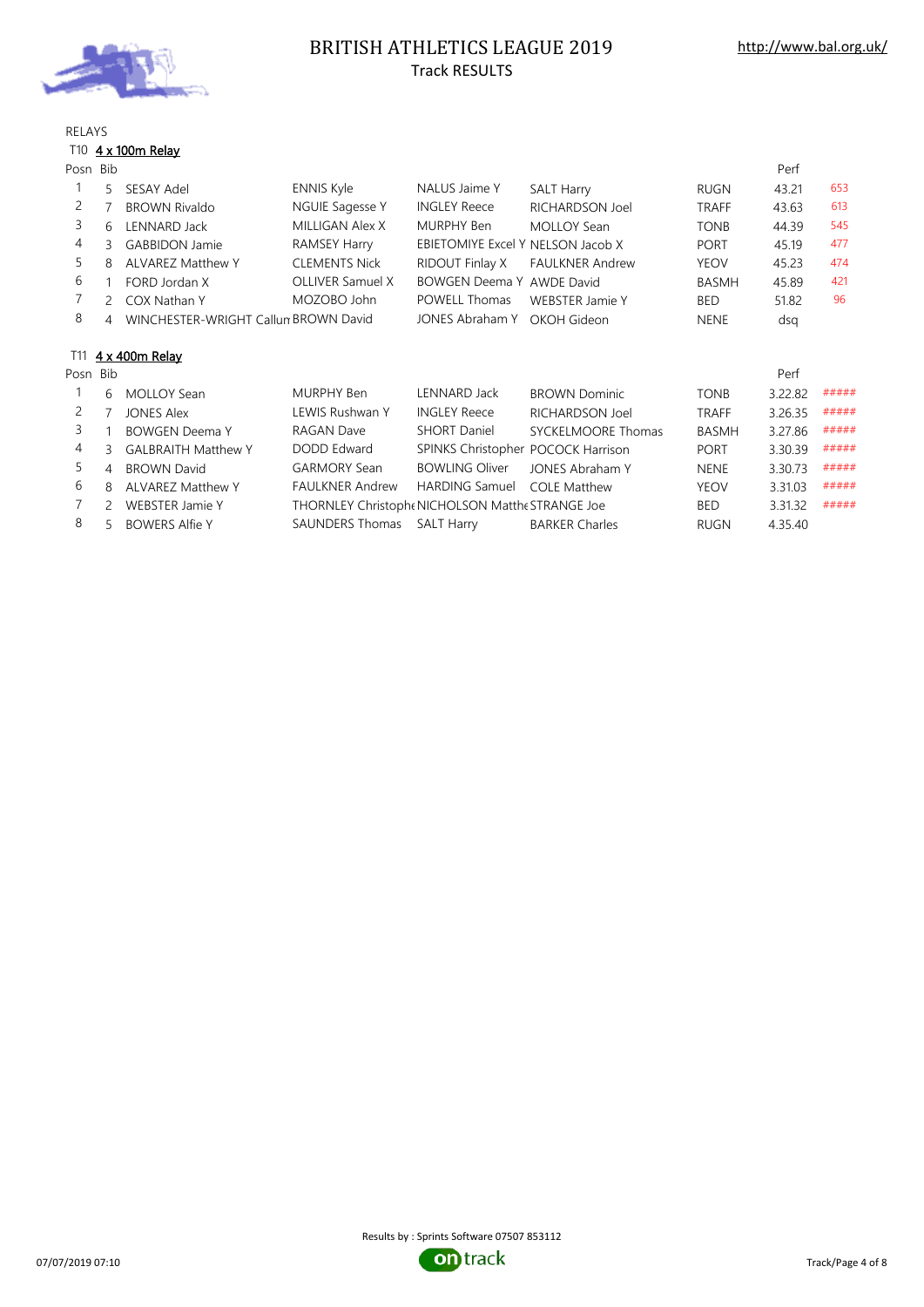# BRITISH ATHLETICS LEAGUE 2019

## Track RESULTS

http://www.bal.org.uk/

RELAYS

### T10 4 x 100m Relay

| Posn | Bib | | | | | | Perf | |
|---|---|---|---|---|---|---|---|---|
| 1 | 5 | SESAY Adel | ENNIS Kyle | NALUS Jaime Y | SALT Harry | RUGN | 43.21 | 653 |
| 2 | 7 | BROWN Rivaldo | NGUIE Sagesse Y | INGLEY Reece | RICHARDSON Joel | TRAFF | 43.63 | 613 |
| 3 | 6 | LENNARD Jack | MILLIGAN Alex X | MURPHY Ben | MOLLOY Sean | TONB | 44.39 | 545 |
| 4 | 3 | GABBIDON Jamie | RAMSEY Harry | EBIETOMIYE Excel Y | NELSON Jacob X | PORT | 45.19 | 477 |
| 5 | 8 | ALVAREZ Matthew Y | CLEMENTS Nick | RIDOUT Finlay X | FAULKNER Andrew | YEOV | 45.23 | 474 |
| 6 | 1 | FORD Jordan X | OLLIVER Samuel X | BOWGEN Deema Y | AWDE David | BASMH | 45.89 | 421 |
| 7 | 2 | COX Nathan Y | MOZOBO John | POWELL Thomas | WEBSTER Jamie Y | BED | 51.82 | 96 |
| 8 | 4 | WINCHESTER-WRIGHT Callum | BROWN David | JONES Abraham Y | OKOH Gideon | NENE | dsq | |

### T11 4 x 400m Relay

| Posn | Bib | | | | | | Perf | |
|---|---|---|---|---|---|---|---|---|
| 1 | 6 | MOLLOY Sean | MURPHY Ben | LENNARD Jack | BROWN Dominic | TONB | 3.22.82 | ##### |
| 2 | 7 | JONES Alex | LEWIS Rushwan Y | INGLEY Reece | RICHARDSON Joel | TRAFF | 3.26.35 | ##### |
| 3 | 1 | BOWGEN Deema Y | RAGAN Dave | SHORT Daniel | SYCKELMOORE Thomas | BASMH | 3.27.86 | ##### |
| 4 | 3 | GALBRAITH Matthew Y | DODD Edward | SPINKS Christopher | POCOCK Harrison | PORT | 3.30.39 | ##### |
| 5 | 4 | BROWN David | GARMORY Sean | BOWLING Oliver | JONES Abraham Y | NENE | 3.30.73 | ##### |
| 6 | 8 | ALVAREZ Matthew Y | FAULKNER Andrew | HARDING Samuel | COLE Matthew | YEOV | 3.31.03 | ##### |
| 7 | 2 | WEBSTER Jamie Y | THORNLEY Christophe | NICHOLSON Matthe | STRANGE Joe | BED | 3.31.32 | ##### |
| 8 | 5 | BOWERS Alfie Y | SAUNDERS Thomas | SALT Harry | BARKER Charles | RUGN | 4.35.40 | |

Results by : Sprints Software 07507 853112

07/07/2019 07:10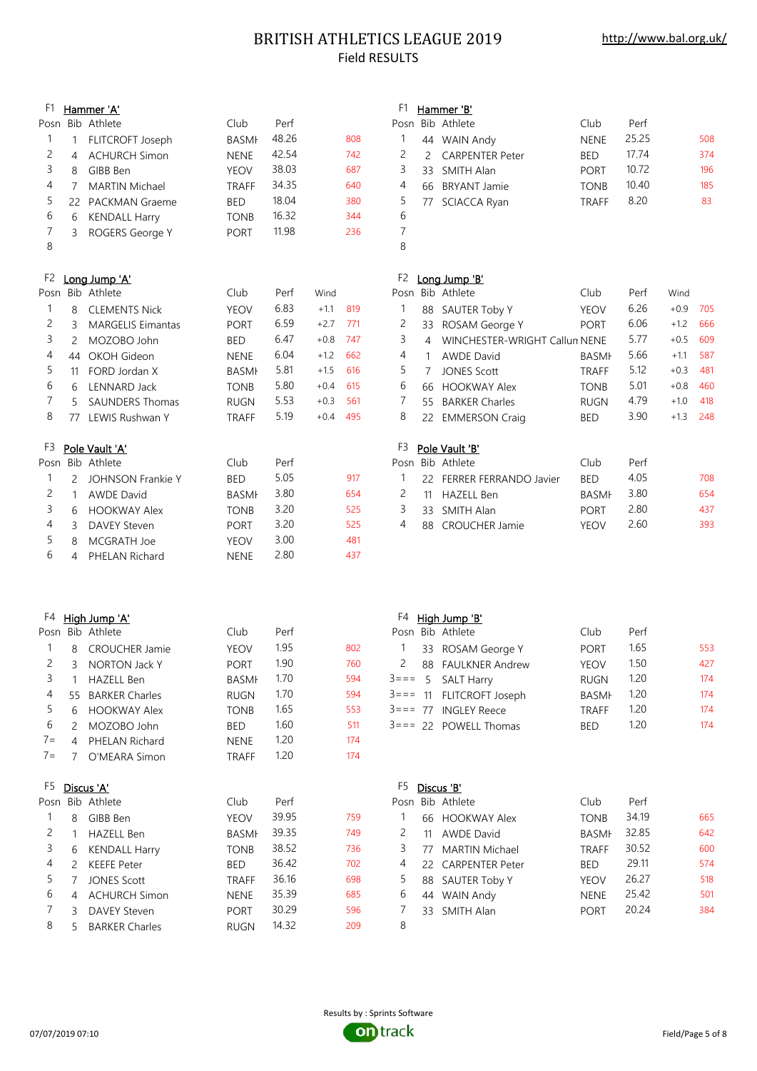# BRITISH ATHLETICS LEAGUE 2019

http://www.bal.org.uk/

## Field RESULTS

### F1 Hammer 'A'

| Posn | Bib | Athlete | Club | Perf | |
|---|---|---|---|---|---|
| 1 | 1 | FLITCROFT Joseph | BASMH | 48.26 | 808 |
| 2 | 4 | ACHURCH Simon | NENE | 42.54 | 742 |
| 3 | 8 | GIBB Ben | YEOV | 38.03 | 687 |
| 4 | 7 | MARTIN Michael | TRAFF | 34.35 | 640 |
| 5 | 22 | PACKMAN Graeme | BED | 18.04 | 380 |
| 6 | 6 | KENDALL Harry | TONB | 16.32 | 344 |
| 7 | 3 | ROGERS George Y | PORT | 11.98 | 236 |
| 8 | | | | | |

### F1 Hammer 'B'

| Posn | Bib | Athlete | Club | Perf | |
|---|---|---|---|---|---|
| 1 | 44 | WAIN Andy | NENE | 25.25 | 508 |
| 2 | 2 | CARPENTER Peter | BED | 17.74 | 374 |
| 3 | 33 | SMITH Alan | PORT | 10.72 | 196 |
| 4 | 66 | BRYANT Jamie | TONB | 10.40 | 185 |
| 5 | 77 | SCIACCA Ryan | TRAFF | 8.20 | 83 |
| 6 | | | | | |
| 7 | | | | | |
| 8 | | | | | |

### F2 Long Jump 'A'

| Posn | Bib | Athlete | Club | Perf | Wind | |
|---|---|---|---|---|---|---|
| 1 | 8 | CLEMENTS Nick | YEOV | 6.83 | +1.1 | 819 |
| 2 | 3 | MARGELIS Eimantas | PORT | 6.59 | +2.7 | 771 |
| 3 | 2 | MOZOBO John | BED | 6.47 | +0.8 | 747 |
| 4 | 44 | OKOH Gideon | NENE | 6.04 | +1.2 | 662 |
| 5 | 11 | FORD Jordan X | BASMH | 5.81 | +1.5 | 616 |
| 6 | 6 | LENNARD Jack | TONB | 5.80 | +0.4 | 615 |
| 7 | 5 | SAUNDERS Thomas | RUGN | 5.53 | +0.3 | 561 |
| 8 | 77 | LEWIS Rushwan Y | TRAFF | 5.19 | +0.4 | 495 |

### F2 Long Jump 'B'

| Posn | Bib | Athlete | Club | Perf | Wind | |
|---|---|---|---|---|---|---|
| 1 | 88 | SAUTER Toby Y | YEOV | 6.26 | +0.9 | 705 |
| 2 | 33 | ROSAM George Y | PORT | 6.06 | +1.2 | 666 |
| 3 | 4 | WINCHESTER-WRIGHT Callum | NENE | 5.77 | +0.5 | 609 |
| 4 | 1 | AWDE David | BASMH | 5.66 | +1.1 | 587 |
| 5 | 7 | JONES Scott | TRAFF | 5.12 | +0.3 | 481 |
| 6 | 66 | HOOKWAY Alex | TONB | 5.01 | +0.8 | 460 |
| 7 | 55 | BARKER Charles | RUGN | 4.79 | +1.0 | 418 |
| 8 | 22 | EMMERSON Craig | BED | 3.90 | +1.3 | 248 |

### F3 Pole Vault 'A'

| Posn | Bib | Athlete | Club | Perf | |
|---|---|---|---|---|---|
| 1 | 2 | JOHNSON Frankie Y | BED | 5.05 | 917 |
| 2 | 1 | AWDE David | BASMH | 3.80 | 654 |
| 3 | 6 | HOOKWAY Alex | TONB | 3.20 | 525 |
| 4 | 3 | DAVEY Steven | PORT | 3.20 | 525 |
| 5 | 8 | MCGRATH Joe | YEOV | 3.00 | 481 |
| 6 | 4 | PHELAN Richard | NENE | 2.80 | 437 |

### F3 Pole Vault 'B'

| Posn | Bib | Athlete | Club | Perf | |
|---|---|---|---|---|---|
| 1 | 22 | FERRER FERRANDO Javier | BED | 4.05 | 708 |
| 2 | 11 | HAZELL Ben | BASMH | 3.80 | 654 |
| 3 | 33 | SMITH Alan | PORT | 2.80 | 437 |
| 4 | 88 | CROUCHER Jamie | YEOV | 2.60 | 393 |

### F4 High Jump 'A'

| Posn | Bib | Athlete | Club | Perf | |
|---|---|---|---|---|---|
| 1 | 8 | CROUCHER Jamie | YEOV | 1.95 | 802 |
| 2 | 3 | NORTON Jack Y | PORT | 1.90 | 760 |
| 3 | 1 | HAZELL Ben | BASMH | 1.70 | 594 |
| 4 | 55 | BARKER Charles | RUGN | 1.70 | 594 |
| 5 | 6 | HOOKWAY Alex | TONB | 1.65 | 553 |
| 6 | 2 | MOZOBO John | BED | 1.60 | 511 |
| 7= | 4 | PHELAN Richard | NENE | 1.20 | 174 |
| 7= | 7 | O'MEARA Simon | TRAFF | 1.20 | 174 |

### F4 High Jump 'B'

| Posn | Bib | Athlete | Club | Perf | |
|---|---|---|---|---|---|
| 1 | 33 | ROSAM George Y | PORT | 1.65 | 553 |
| 2 | 88 | FAULKNER Andrew | YEOV | 1.50 | 427 |
| 3=== | 5 | SALT Harry | RUGN | 1.20 | 174 |
| 3=== | 11 | FLITCROFT Joseph | BASMH | 1.20 | 174 |
| 3=== | 77 | INGLEY Reece | TRAFF | 1.20 | 174 |
| 3=== | 22 | POWELL Thomas | BED | 1.20 | 174 |

### F5 Discus 'A'

| Posn | Bib | Athlete | Club | Perf | |
|---|---|---|---|---|---|
| 1 | 8 | GIBB Ben | YEOV | 39.95 | 759 |
| 2 | 1 | HAZELL Ben | BASMH | 39.35 | 749 |
| 3 | 6 | KENDALL Harry | TONB | 38.52 | 736 |
| 4 | 2 | KEEFE Peter | BED | 36.42 | 702 |
| 5 | 7 | JONES Scott | TRAFF | 36.16 | 698 |
| 6 | 4 | ACHURCH Simon | NENE | 35.39 | 685 |
| 7 | 3 | DAVEY Steven | PORT | 30.29 | 596 |
| 8 | 5 | BARKER Charles | RUGN | 14.32 | 209 |

### F5 Discus 'B'

| Posn | Bib | Athlete | Club | Perf | |
|---|---|---|---|---|---|
| 1 | 66 | HOOKWAY Alex | TONB | 34.19 | 665 |
| 2 | 11 | AWDE David | BASMH | 32.85 | 642 |
| 3 | 77 | MARTIN Michael | TRAFF | 30.52 | 600 |
| 4 | 22 | CARPENTER Peter | BED | 29.11 | 574 |
| 5 | 88 | SAUTER Toby Y | YEOV | 26.27 | 518 |
| 6 | 44 | WAIN Andy | NENE | 25.42 | 501 |
| 7 | 33 | SMITH Alan | PORT | 20.24 | 384 |
| 8 | | | | | |

Results by : Sprints Software

ontrack

07/07/2019 07:10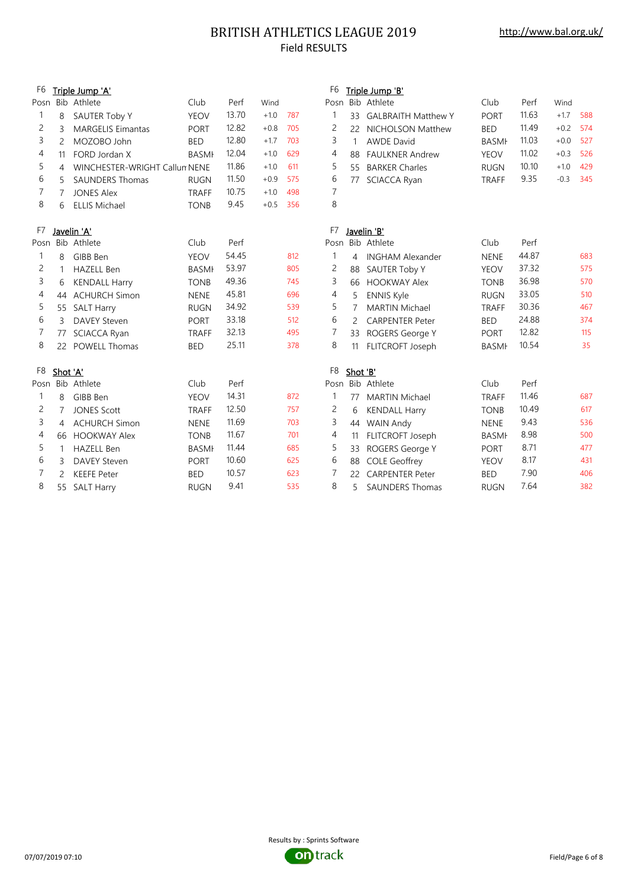# BRITISH ATHLETICS LEAGUE 2019

## Field RESULTS

http://www.bal.org.uk/

### F6 Triple Jump 'A'

| Posn | Bib | Athlete | Club | Perf | Wind | |
|---|---|---|---|---|---|---|
| 1 | 8 | SAUTER Toby Y | YEOV | 13.70 | +1.0 | 787 |
| 2 | 3 | MARGELIS Eimantas | PORT | 12.82 | +0.8 | 705 |
| 3 | 2 | MOZOBO John | BED | 12.80 | +1.7 | 703 |
| 4 | 11 | FORD Jordan X | BASMH | 12.04 | +1.0 | 629 |
| 5 | 4 | WINCHESTER-WRIGHT Callum | NENE | 11.86 | +1.0 | 611 |
| 6 | 5 | SAUNDERS Thomas | RUGN | 11.50 | +0.9 | 575 |
| 7 | 7 | JONES Alex | TRAFF | 10.75 | +1.0 | 498 |
| 8 | 6 | ELLIS Michael | TONB | 9.45 | +0.5 | 356 |

### F6 Triple Jump 'B'

| Posn | Bib | Athlete | Club | Perf | Wind | |
|---|---|---|---|---|---|---|
| 1 | 33 | GALBRAITH Matthew Y | PORT | 11.63 | +1.7 | 588 |
| 2 | 22 | NICHOLSON Matthew | BED | 11.49 | +0.2 | 574 |
| 3 | 1 | AWDE David | BASMH | 11.03 | +0.0 | 527 |
| 4 | 88 | FAULKNER Andrew | YEOV | 11.02 | +0.3 | 526 |
| 5 | 55 | BARKER Charles | RUGN | 10.10 | +1.0 | 429 |
| 6 | 77 | SCIACCA Ryan | TRAFF | 9.35 | -0.3 | 345 |
| 7 | | | | | | |
| 8 | | | | | | |

### F7 Javelin 'A'

| Posn | Bib | Athlete | Club | Perf | |
|---|---|---|---|---|---|
| 1 | 8 | GIBB Ben | YEOV | 54.45 | 812 |
| 2 | 1 | HAZELL Ben | BASMH | 53.97 | 805 |
| 3 | 6 | KENDALL Harry | TONB | 49.36 | 745 |
| 4 | 44 | ACHURCH Simon | NENE | 45.81 | 696 |
| 5 | 55 | SALT Harry | RUGN | 34.92 | 539 |
| 6 | 3 | DAVEY Steven | PORT | 33.18 | 512 |
| 7 | 77 | SCIACCA Ryan | TRAFF | 32.13 | 495 |
| 8 | 22 | POWELL Thomas | BED | 25.11 | 378 |

### F7 Javelin 'B'

| Posn | Bib | Athlete | Club | Perf | |
|---|---|---|---|---|---|
| 1 | 4 | INGHAM Alexander | NENE | 44.87 | 683 |
| 2 | 88 | SAUTER Toby Y | YEOV | 37.32 | 575 |
| 3 | 66 | HOOKWAY Alex | TONB | 36.98 | 570 |
| 4 | 5 | ENNIS Kyle | RUGN | 33.05 | 510 |
| 5 | 7 | MARTIN Michael | TRAFF | 30.36 | 467 |
| 6 | 2 | CARPENTER Peter | BED | 24.88 | 374 |
| 7 | 33 | ROGERS George Y | PORT | 12.82 | 115 |
| 8 | 11 | FLITCROFT Joseph | BASMH | 10.54 | 35 |

### F8 Shot 'A'

| Posn | Bib | Athlete | Club | Perf | |
|---|---|---|---|---|---|
| 1 | 8 | GIBB Ben | YEOV | 14.31 | 872 |
| 2 | 7 | JONES Scott | TRAFF | 12.50 | 757 |
| 3 | 4 | ACHURCH Simon | NENE | 11.69 | 703 |
| 4 | 66 | HOOKWAY Alex | TONB | 11.67 | 701 |
| 5 | 1 | HAZELL Ben | BASMH | 11.44 | 685 |
| 6 | 3 | DAVEY Steven | PORT | 10.60 | 625 |
| 7 | 2 | KEEFE Peter | BED | 10.57 | 623 |
| 8 | 55 | SALT Harry | RUGN | 9.41 | 535 |

### F8 Shot 'B'

| Posn | Bib | Athlete | Club | Perf | |
|---|---|---|---|---|---|
| 1 | 77 | MARTIN Michael | TRAFF | 11.46 | 687 |
| 2 | 6 | KENDALL Harry | TONB | 10.49 | 617 |
| 3 | 44 | WAIN Andy | NENE | 9.43 | 536 |
| 4 | 11 | FLITCROFT Joseph | BASMH | 8.98 | 500 |
| 5 | 33 | ROGERS George Y | PORT | 8.71 | 477 |
| 6 | 88 | COLE Geoffrey | YEOV | 8.17 | 431 |
| 7 | 22 | CARPENTER Peter | BED | 7.90 | 406 |
| 8 | 5 | SAUNDERS Thomas | RUGN | 7.64 | 382 |

Results by : Sprints Software

07/07/2019 07:10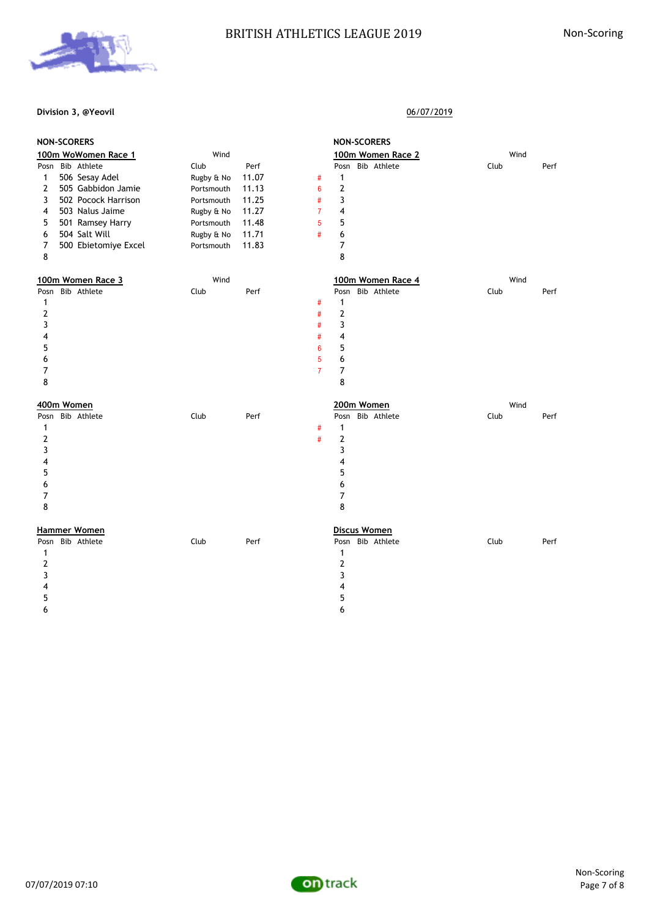# BRITISH ATHLETICS LEAGUE 2019

Non-Scoring

**Division 3, @Yeovil** 06/07/2019

**NON-SCORERS**

**100m WoWomen Race 1** Wind

| Posn | Bib | Athlete | Club | Perf |
|---|---|---|---|---|
| 1 | 506 | Sesay Adel | Rugby & No | 11.07 |
| 2 | 505 | Gabbidon Jamie | Portsmouth | 11.13 |
| 3 | 502 | Pocock Harrison | Portsmouth | 11.25 |
| 4 | 503 | Nalus Jaime | Rugby & No | 11.27 |
| 5 | 501 | Ramsey Harry | Portsmouth | 11.48 |
| 6 | 504 | Salt Will | Rugby & No | 11.71 |
| 7 | 500 | Ebietomiye Excel | Portsmouth | 11.83 |
| 8 | | | | |

**NON-SCORERS**

**100m Women Race 2** Wind

| Posn | Bib | Athlete | Club | Perf |
|---|---|---|---|---|
| 1 | | | | |
| 2 | | | | |
| 3 | | | | |
| 4 | | | | |
| 5 | | | | |
| 6 | | | | |
| 7 | | | | |
| 8 | | | | |

**100m Women Race 3** Wind

| Posn | Bib | Athlete | Club | Perf |
|---|---|---|---|---|
| 1 | | | | |
| 2 | | | | |
| 3 | | | | |
| 4 | | | | |
| 5 | | | | |
| 6 | | | | |
| 7 | | | | |
| 8 | | | | |

**100m Women Race 4** Wind

| Posn | Bib | Athlete | Club | Perf |
|---|---|---|---|---|
| 1 | | | | |
| 2 | | | | |
| 3 | | | | |
| 4 | | | | |
| 5 | | | | |
| 6 | | | | |
| 7 | | | | |
| 8 | | | | |

**400m Women**

| Posn | Bib | Athlete | Club | Perf |
|---|---|---|---|---|
| 1 | | | | |
| 2 | | | | |
| 3 | | | | |
| 4 | | | | |
| 5 | | | | |
| 6 | | | | |
| 7 | | | | |
| 8 | | | | |

**200m Women** Wind

| Posn | Bib | Athlete | Club | Perf |
|---|---|---|---|---|
| 1 | | | | |
| 2 | | | | |
| 3 | | | | |
| 4 | | | | |
| 5 | | | | |
| 6 | | | | |
| 7 | | | | |
| 8 | | | | |

**Hammer Women**

| Posn | Bib | Athlete | Club | Perf |
|---|---|---|---|---|
| 1 | | | | |
| 2 | | | | |
| 3 | | | | |
| 4 | | | | |
| 5 | | | | |
| 6 | | | | |

**Discus Women**

| Posn | Bib | Athlete | Club | Perf |
|---|---|---|---|---|
| 1 | | | | |
| 2 | | | | |
| 3 | | | | |
| 4 | | | | |
| 5 | | | | |
| 6 | | | | |

07/07/2019 07:10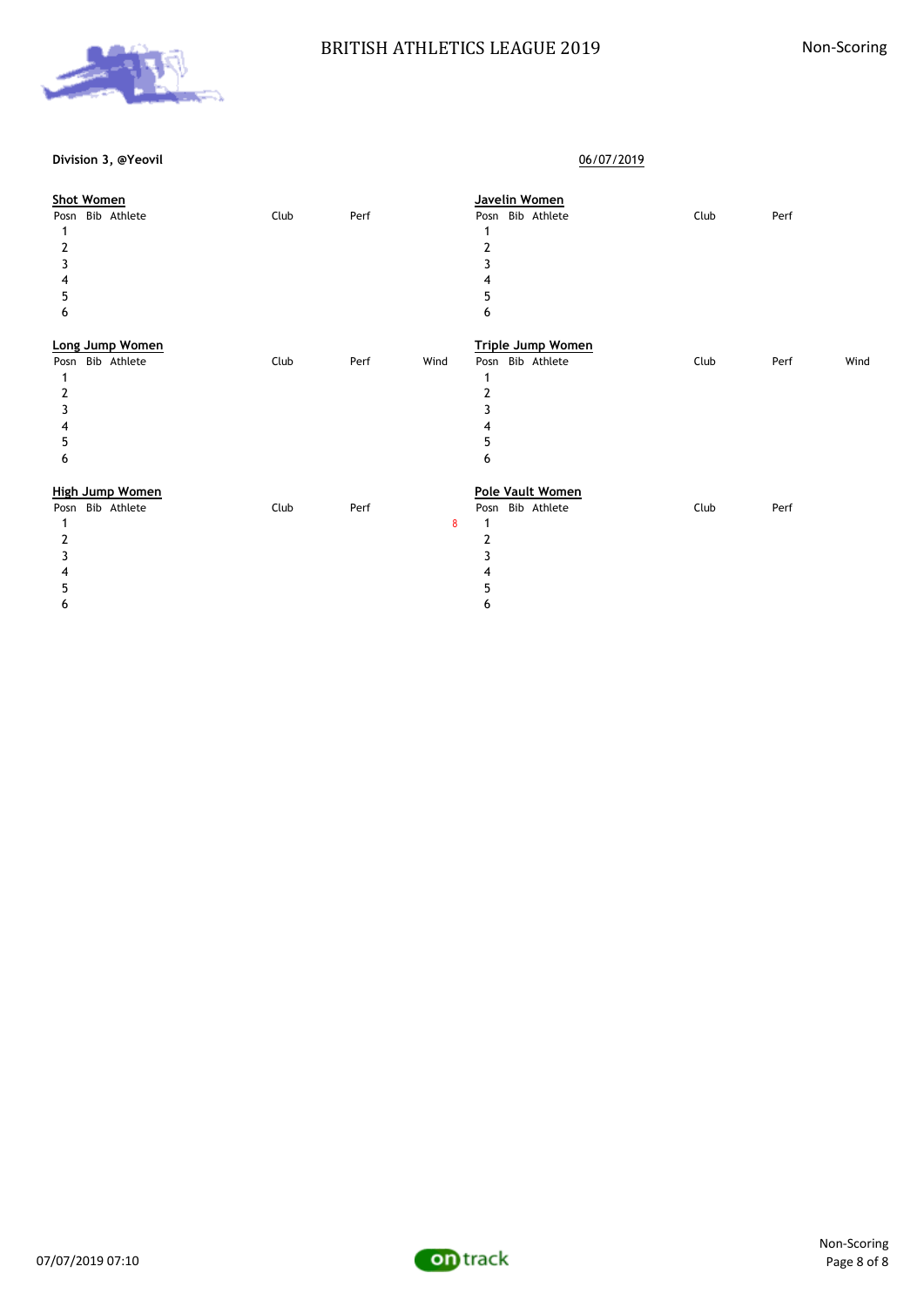Division 3, @Yeovil

06/07/2019

### Shot Women

| Posn | Bib | Athlete | Club | Perf |
|---|---|---|---|---|
| 1 | | | | |
| 2 | | | | |
| 3 | | | | |
| 4 | | | | |
| 5 | | | | |
| 6 | | | | |

### Javelin Women

| Posn | Bib | Athlete | Club | Perf |
|---|---|---|---|---|
| 1 | | | | |
| 2 | | | | |
| 3 | | | | |
| 4 | | | | |
| 5 | | | | |
| 6 | | | | |

### Long Jump Women

| Posn | Bib | Athlete | Club | Perf | Wind |
|---|---|---|---|---|---|
| 1 | | | | | |
| 2 | | | | | |
| 3 | | | | | |
| 4 | | | | | |
| 5 | | | | | |
| 6 | | | | | |

### Triple Jump Women

| Posn | Bib | Athlete | Club | Perf | Wind |
|---|---|---|---|---|---|
| 1 | | | | | |
| 2 | | | | | |
| 3 | | | | | |
| 4 | | | | | |
| 5 | | | | | |
| 6 | | | | | |

### High Jump Women

| Posn | Bib | Athlete | Club | Perf | |
|---|---|---|---|---|---|
| 1 | | | | | 8 |
| 2 | | | | | |
| 3 | | | | | |
| 4 | | | | | |
| 5 | | | | | |
| 6 | | | | | |

### Pole Vault Women

| Posn | Bib | Athlete | Club | Perf |
|---|---|---|---|---|
| 1 | | | | |
| 2 | | | | |
| 3 | | | | |
| 4 | | | | |
| 5 | | | | |
| 6 | | | | |